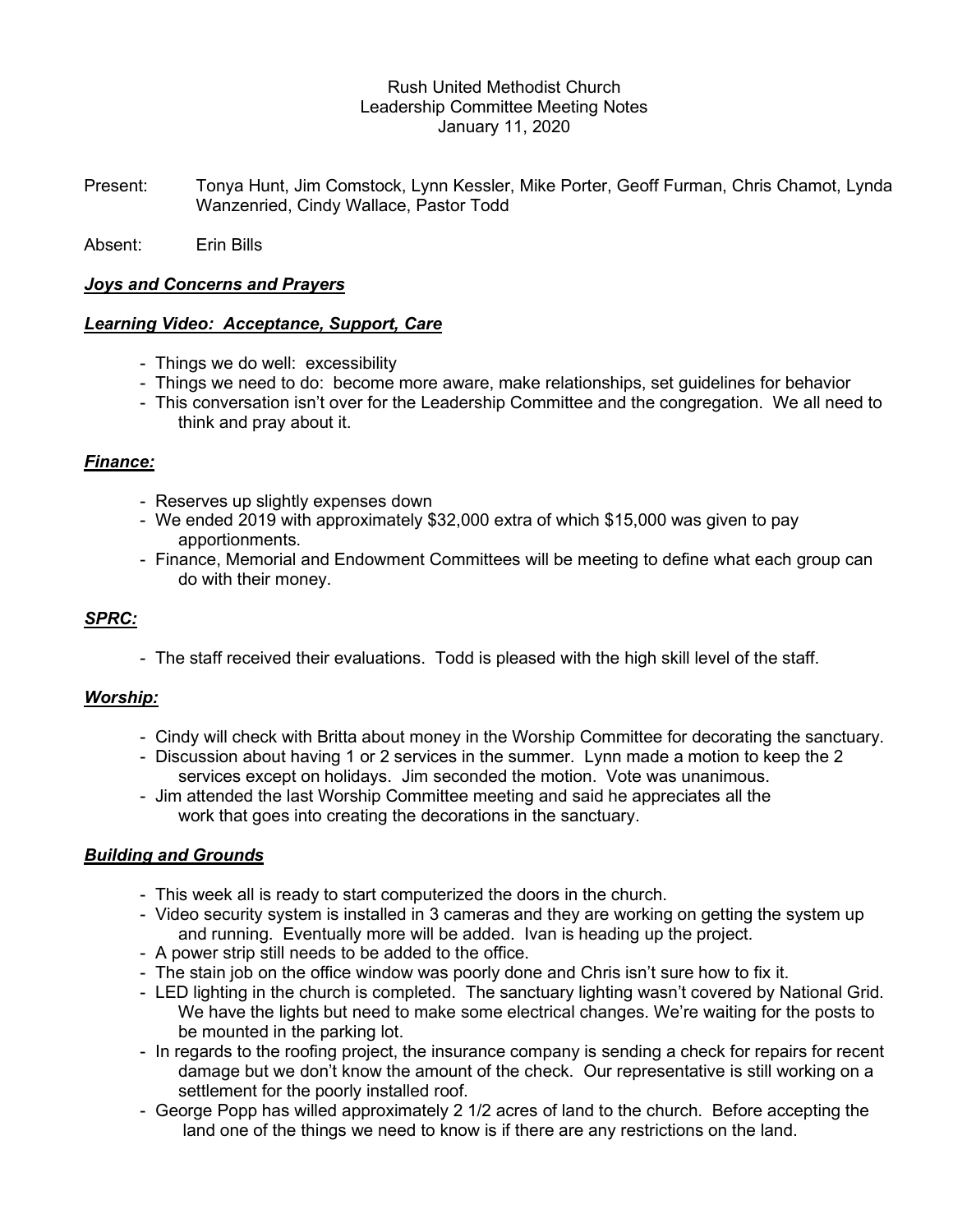Rush United Methodist Church
Leadership Committee Meeting Notes
January 11, 2020

Present: Tonya Hunt, Jim Comstock, Lynn Kessler, Mike Porter, Geoff Furman, Chris Chamot, Lynda Wanzenried, Cindy Wallace, Pastor Todd

Absent: Erin Bills

***Joys and Concerns and Prayers***

***Learning Video: Acceptance, Support, Care***

- Things we do well: excessibility
- Things we need to do: become more aware, make relationships, set guidelines for behavior
- This conversation isn't over for the Leadership Committee and the congregation. We all need to think and pray about it.

***Finance:***

- Reserves up slightly expenses down
- We ended 2019 with approximately $32,000 extra of which $15,000 was given to pay apportionments.
- Finance, Memorial and Endowment Committees will be meeting to define what each group can do with their money.

***SPRC:***

- The staff received their evaluations. Todd is pleased with the high skill level of the staff.

***Worship:***

- Cindy will check with Britta about money in the Worship Committee for decorating the sanctuary.
- Discussion about having 1 or 2 services in the summer. Lynn made a motion to keep the 2 services except on holidays. Jim seconded the motion. Vote was unanimous.
- Jim attended the last Worship Committee meeting and said he appreciates all the work that goes into creating the decorations in the sanctuary.

***Building and Grounds***

- This week all is ready to start computerized the doors in the church.
- Video security system is installed in 3 cameras and they are working on getting the system up and running. Eventually more will be added. Ivan is heading up the project.
- A power strip still needs to be added to the office.
- The stain job on the office window was poorly done and Chris isn't sure how to fix it.
- LED lighting in the church is completed. The sanctuary lighting wasn't covered by National Grid. We have the lights but need to make some electrical changes. We're waiting for the posts to be mounted in the parking lot.
- In regards to the roofing project, the insurance company is sending a check for repairs for recent damage but we don't know the amount of the check. Our representative is still working on a settlement for the poorly installed roof.
- George Popp has willed approximately 2 1/2 acres of land to the church. Before accepting the land one of the things we need to know is if there are any restrictions on the land.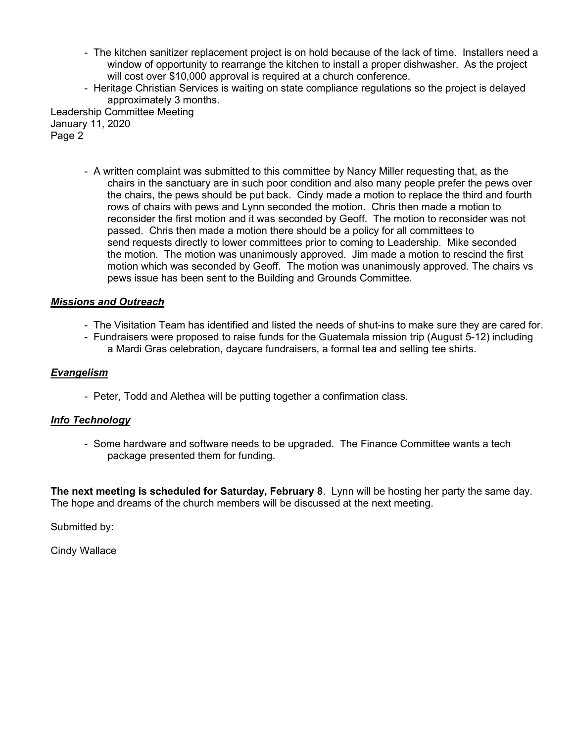- The kitchen sanitizer replacement project is on hold because of the lack of time. Installers need a window of opportunity to rearrange the kitchen to install a proper dishwasher. As the project will cost over $10,000 approval is required at a church conference.
- Heritage Christian Services is waiting on state compliance regulations so the project is delayed approximately 3 months.

- A written complaint was submitted to this committee by Nancy Miller requesting that, as the chairs in the sanctuary are in such poor condition and also many people prefer the pews over the chairs, the pews should be put back. Cindy made a motion to replace the third and fourth rows of chairs with pews and Lynn seconded the motion. Chris then made a motion to reconsider the first motion and it was seconded by Geoff. The motion to reconsider was not passed. Chris then made a motion there should be a policy for all committees to send requests directly to lower committees prior to coming to Leadership. Mike seconded the motion. The motion was unanimously approved. Jim made a motion to rescind the first motion which was seconded by Geoff. The motion was unanimously approved. The chairs vs pews issue has been sent to the Building and Grounds Committee.

***Missions and Outreach***

- The Visitation Team has identified and listed the needs of shut-ins to make sure they are cared for.
- Fundraisers were proposed to raise funds for the Guatemala mission trip (August 5-12) including a Mardi Gras celebration, daycare fundraisers, a formal tea and selling tee shirts.

***Evangelism***

- Peter, Todd and Alethea will be putting together a confirmation class.

***Info Technology***

- Some hardware and software needs to be upgraded. The Finance Committee wants a tech package presented them for funding.

**The next meeting is scheduled for Saturday, February 8**. Lynn will be hosting her party the same day. The hope and dreams of the church members will be discussed at the next meeting.

Submitted by:

Cindy Wallace